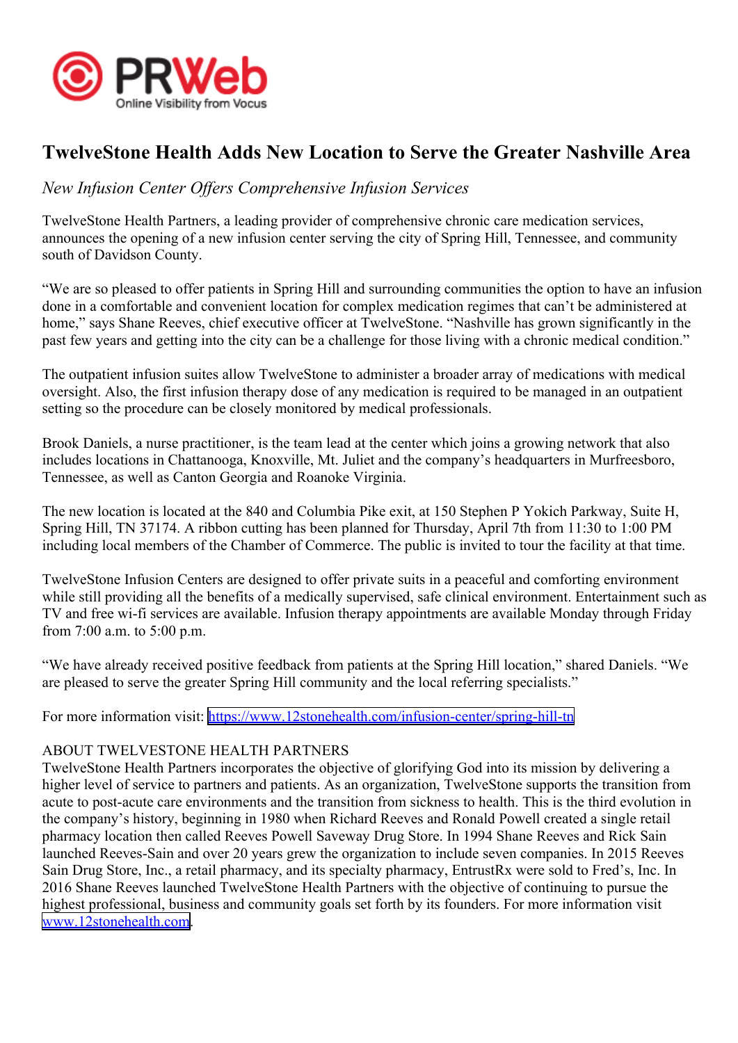# TwelveStone Health Adds New Location to Serve the Greater Nashville Area

*New Infusion Center Offers Comprehensive Infusion Services*

TwelveStone Health Partners, a leading provider of comprehensive chronic care medication services, announces the opening of a new infusion center serving the city of Spring Hill, Tennessee, and community south of Davidson County.

“We are so pleased to offer patients in Spring Hill and surrounding communities the option to have an infusion done in a comfortable and convenient location for complex medication regimes that can’t be administered at home,” says Shane Reeves, chief executive officer at TwelveStone. “Nashville has grown significantly in the past few years and getting into the city can be a challenge for those living with a chronic medical condition.”

The outpatient infusion suites allow TwelveStone to administer a broader array of medications with medical oversight. Also, the first infusion therapy dose of any medication is required to be managed in an outpatient setting so the procedure can be closely monitored by medical professionals.

Brook Daniels, a nurse practitioner, is the team lead at the center which joins a growing network that also includes locations in Chattanooga, Knoxville, Mt. Juliet and the company’s headquarters in Murfreesboro, Tennessee, as well as Canton Georgia and Roanoke Virginia.

The new location is located at the 840 and Columbia Pike exit, at 150 Stephen P Yokich Parkway, Suite H, Spring Hill, TN 37174. A ribbon cutting has been planned for Thursday, April 7th from 11:30 to 1:00 PM including local members of the Chamber of Commerce. The public is invited to tour the facility at that time.

TwelveStone Infusion Centers are designed to offer private suits in a peaceful and comforting environment while still providing all the benefits of a medically supervised, safe clinical environment. Entertainment such as TV and free wi-fi services are available. Infusion therapy appointments are available Monday through Friday from 7:00 a.m. to 5:00 p.m.

“We have already received positive feedback from patients at the Spring Hill location,” shared Daniels. “We are pleased to serve the greater Spring Hill community and the local referring specialists.”

For more information visit: https://www.12stonehealth.com/infusion-center/spring-hill-tn

ABOUT TWELVESTONE HEALTH PARTNERS

TwelveStone Health Partners incorporates the objective of glorifying God into its mission by delivering a higher level of service to partners and patients. As an organization, TwelveStone supports the transition from acute to post-acute care environments and the transition from sickness to health. This is the third evolution in the company’s history, beginning in 1980 when Richard Reeves and Ronald Powell created a single retail pharmacy location then called Reeves Powell Saveway Drug Store. In 1994 Shane Reeves and Rick Sain launched Reeves-Sain and over 20 years grew the organization to include seven companies. In 2015 Reeves Sain Drug Store, Inc., a retail pharmacy, and its specialty pharmacy, EntrustRx were sold to Fred’s, Inc. In 2016 Shane Reeves launched TwelveStone Health Partners with the objective of continuing to pursue the highest professional, business and community goals set forth by its founders. For more information visit www.12stonehealth.com.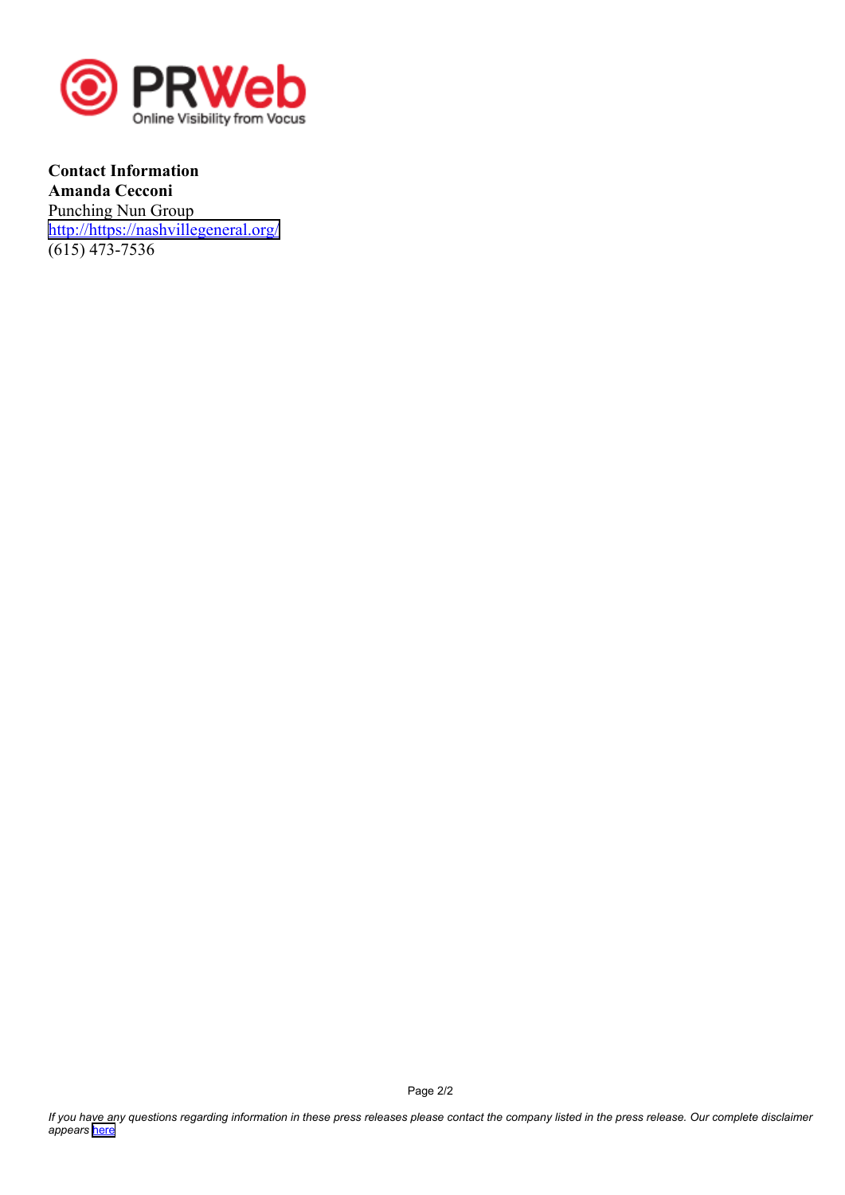**Contact Information**
**Amanda Cecconi**
Punching Nun Group
http://https://nashvillegeneral.org/
(615) 473-7536

*If you have any questions regarding information in these press releases please contact the company listed in the press release. Our complete disclaimer appears here*